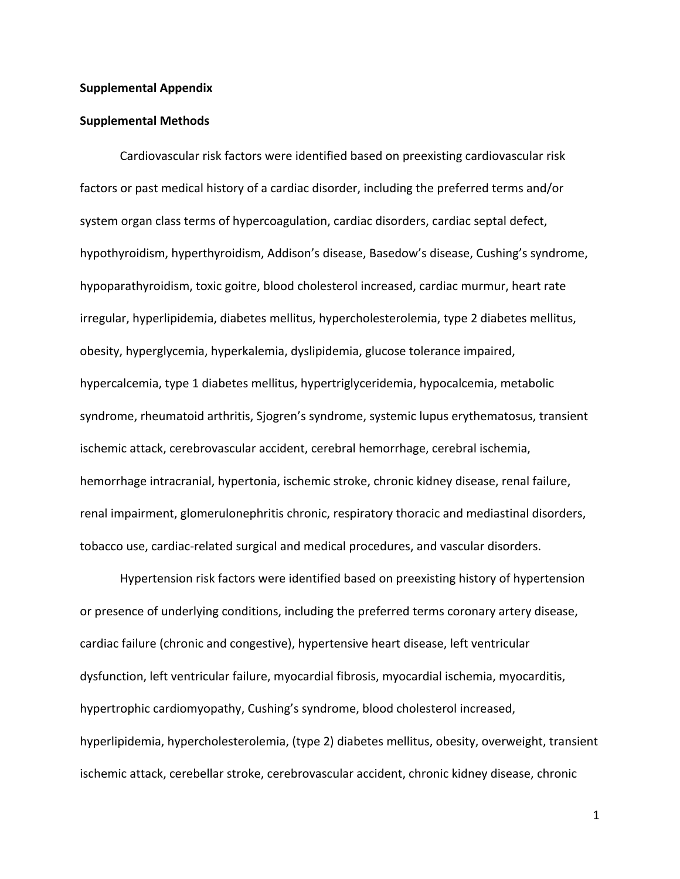**Supplemental Appendix**

**Supplemental Methods**

Cardiovascular risk factors were identified based on preexisting cardiovascular risk factors or past medical history of a cardiac disorder, including the preferred terms and/or system organ class terms of hypercoagulation, cardiac disorders, cardiac septal defect, hypothyroidism, hyperthyroidism, Addison's disease, Basedow's disease, Cushing's syndrome, hypoparathyroidism, toxic goitre, blood cholesterol increased, cardiac murmur, heart rate irregular, hyperlipidemia, diabetes mellitus, hypercholesterolemia, type 2 diabetes mellitus, obesity, hyperglycemia, hyperkalemia, dyslipidemia, glucose tolerance impaired, hypercalcemia, type 1 diabetes mellitus, hypertriglyceridemia, hypocalcemia, metabolic syndrome, rheumatoid arthritis, Sjogren's syndrome, systemic lupus erythematosus, transient ischemic attack, cerebrovascular accident, cerebral hemorrhage, cerebral ischemia, hemorrhage intracranial, hypertonia, ischemic stroke, chronic kidney disease, renal failure, renal impairment, glomerulonephritis chronic, respiratory thoracic and mediastinal disorders, tobacco use, cardiac-related surgical and medical procedures, and vascular disorders.

Hypertension risk factors were identified based on preexisting history of hypertension or presence of underlying conditions, including the preferred terms coronary artery disease, cardiac failure (chronic and congestive), hypertensive heart disease, left ventricular dysfunction, left ventricular failure, myocardial fibrosis, myocardial ischemia, myocarditis, hypertrophic cardiomyopathy, Cushing's syndrome, blood cholesterol increased, hyperlipidemia, hypercholesterolemia, (type 2) diabetes mellitus, obesity, overweight, transient ischemic attack, cerebellar stroke, cerebrovascular accident, chronic kidney disease, chronic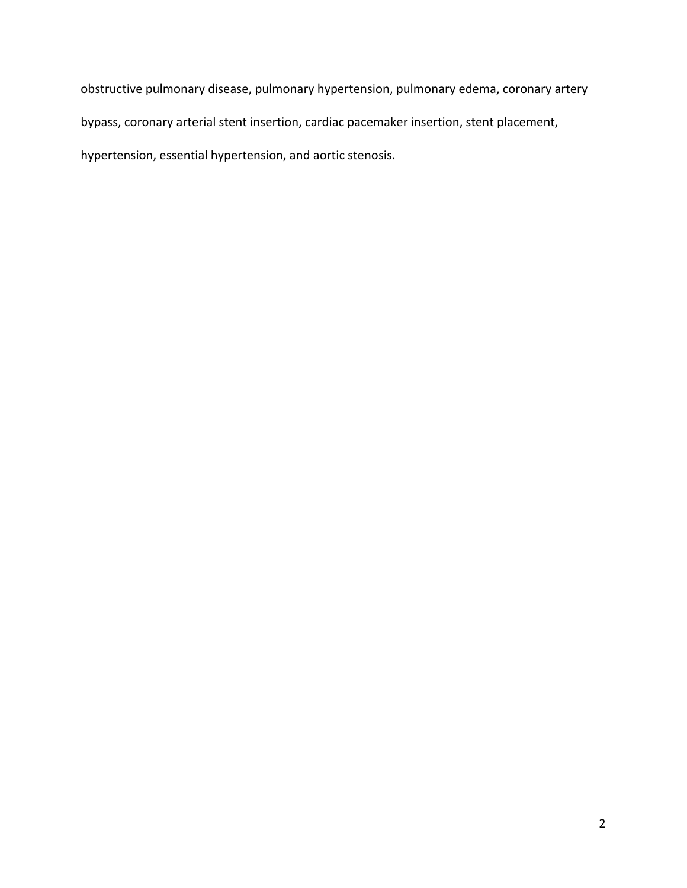obstructive pulmonary disease, pulmonary hypertension, pulmonary edema, coronary artery bypass, coronary arterial stent insertion, cardiac pacemaker insertion, stent placement, hypertension, essential hypertension, and aortic stenosis.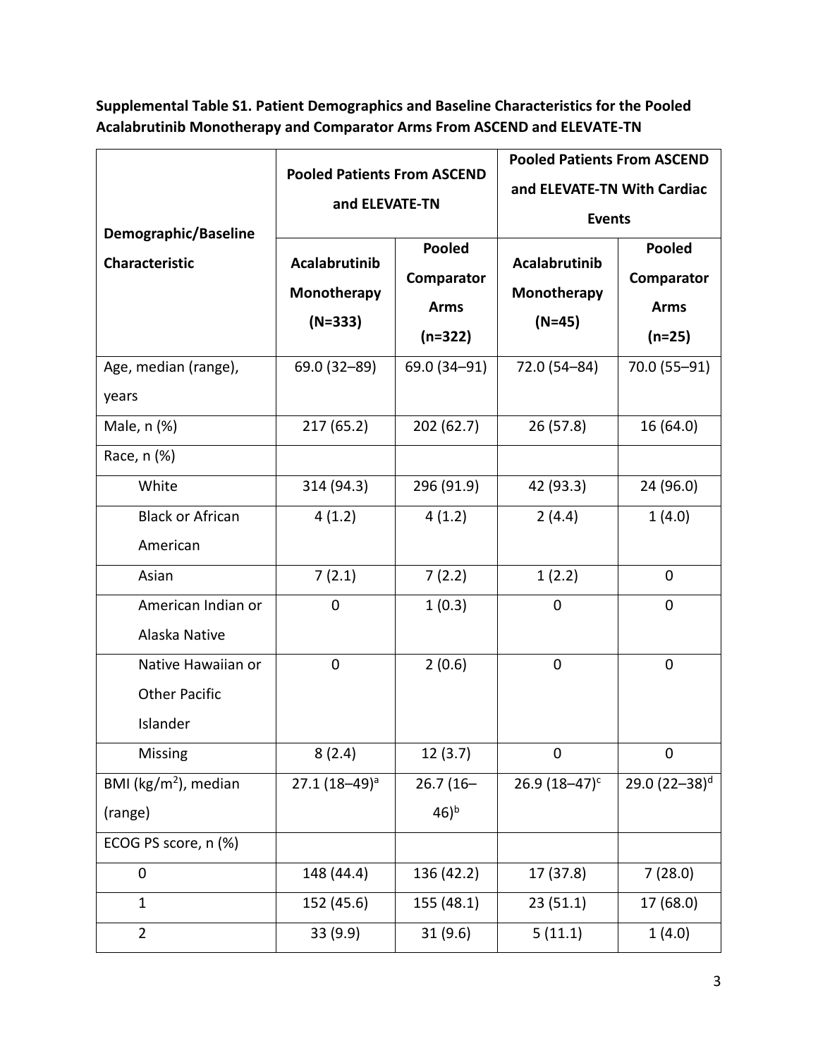**Supplemental Table S1. Patient Demographics and Baseline Characteristics for the Pooled Acalabrutinib Monotherapy and Comparator Arms From ASCEND and ELEVATE-TN**

| Demographic/Baseline Characteristic | Pooled Patients From ASCEND and ELEVATE-TN | | Pooled Patients From ASCEND and ELEVATE-TN With Cardiac Events | |
|---|---|---|---|---|
| | Acalabrutinib Monotherapy (N=333) | Pooled Comparator Arms (n=322) | Acalabrutinib Monotherapy (N=45) | Pooled Comparator Arms (n=25) |
| Age, median (range), years | 69.0 (32–89) | 69.0 (34–91) | 72.0 (54–84) | 70.0 (55–91) |
| Male, n (%) | 217 (65.2) | 202 (62.7) | 26 (57.8) | 16 (64.0) |
| Race, n (%) | | | | |
| White | 314 (94.3) | 296 (91.9) | 42 (93.3) | 24 (96.0) |
| Black or African American | 4 (1.2) | 4 (1.2) | 2 (4.4) | 1 (4.0) |
| Asian | 7 (2.1) | 7 (2.2) | 1 (2.2) | 0 |
| American Indian or Alaska Native | 0 | 1 (0.3) | 0 | 0 |
| Native Hawaiian or Other Pacific Islander | 0 | 2 (0.6) | 0 | 0 |
| Missing | 8 (2.4) | 12 (3.7) | 0 | 0 |
| BMI (kg/m$^2$), median (range) | 27.1 (18–49)[a] | 26.7 (16–46)[b] | 26.9 (18–47)[c] | 29.0 (22–38)[d] |
| ECOG PS score, n (%) | | | | |
| 0 | 148 (44.4) | 136 (42.2) | 17 (37.8) | 7 (28.0) |
| 1 | 152 (45.6) | 155 (48.1) | 23 (51.1) | 17 (68.0) |
| 2 | 33 (9.9) | 31 (9.6) | 5 (11.1) | 1 (4.0) |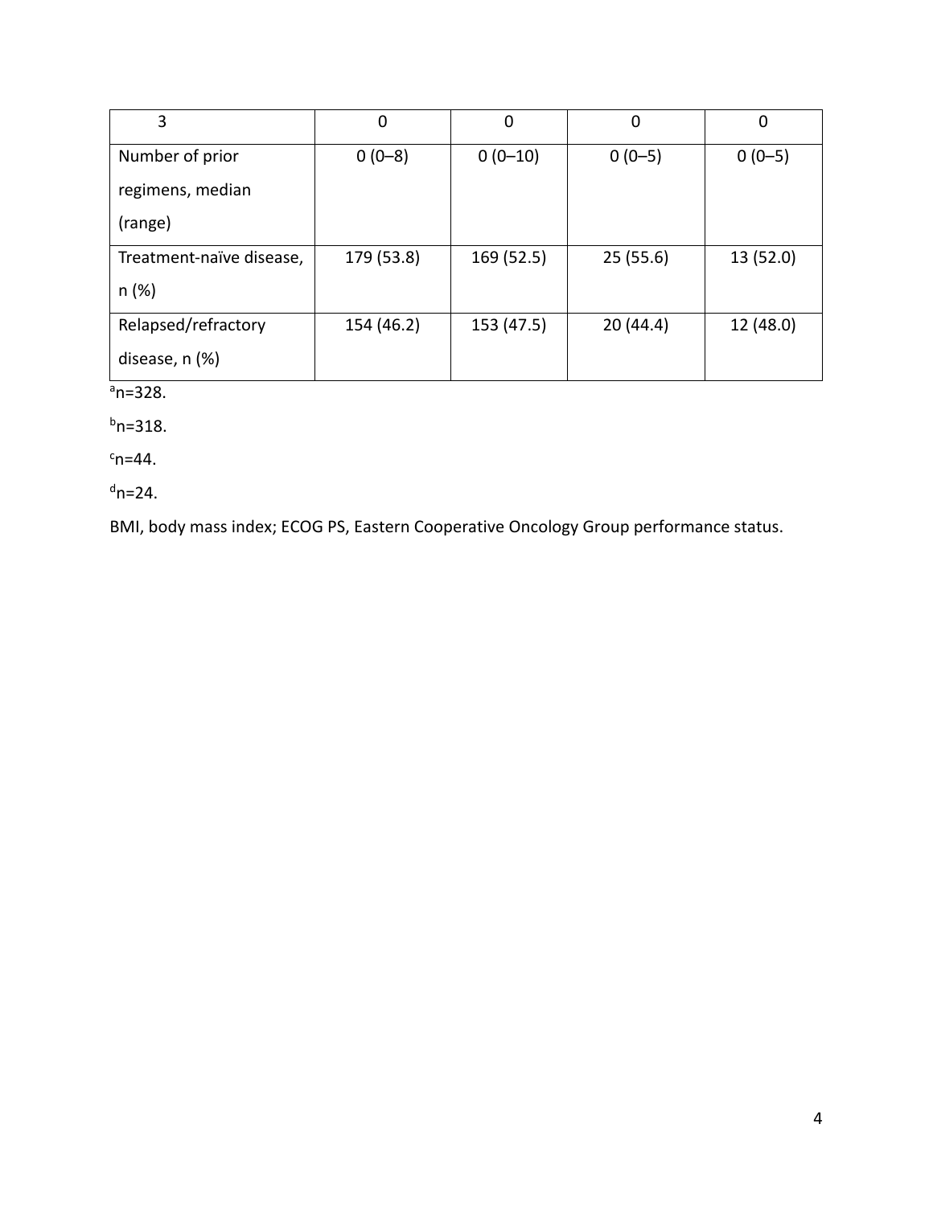| 3 | 0 | 0 | 0 | 0 |
|---|---|---|---|---|
| Number of prior regimens, median (range) | 0 (0–8) | 0 (0–10) | 0 (0–5) | 0 (0–5) |
| Treatment-naïve disease, n (%) | 179 (53.8) | 169 (52.5) | 25 (55.6) | 13 (52.0) |
| Relapsed/refractory disease, n (%) | 154 (46.2) | 153 (47.5) | 20 (44.4) | 12 (48.0) |

[a]n=328.

[b]n=318.

[c]n=44.

[d]n=24.

BMI, body mass index; ECOG PS, Eastern Cooperative Oncology Group performance status.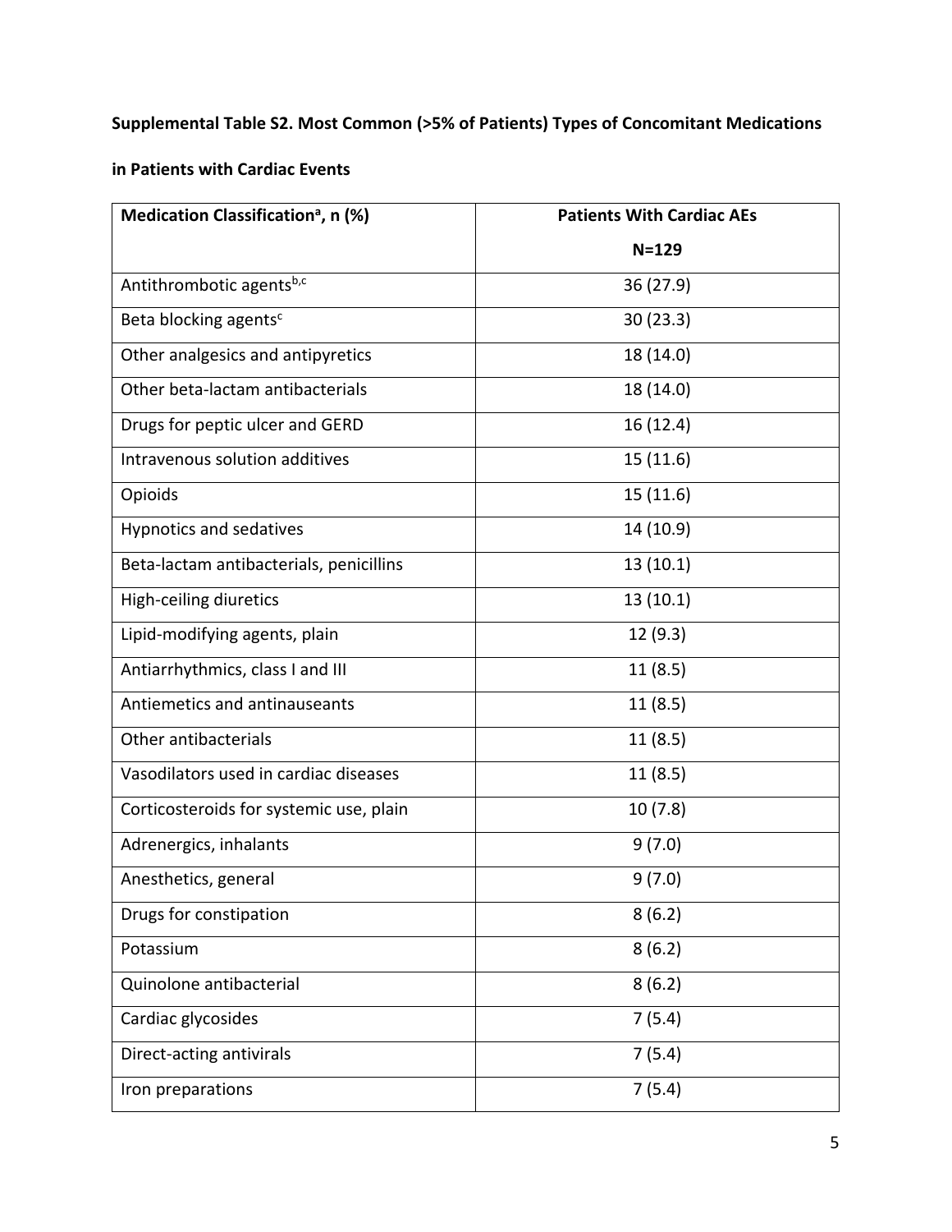**Supplemental Table S2. Most Common (>5% of Patients) Types of Concomitant Medications in Patients with Cardiac Events**

| Medication Classification[a], n (%) | Patients With Cardiac AEs N=129 |
| --- | --- |
| Antithrombotic agents[b,c] | 36 (27.9) |
| Beta blocking agents[c] | 30 (23.3) |
| Other analgesics and antipyretics | 18 (14.0) |
| Other beta-lactam antibacterials | 18 (14.0) |
| Drugs for peptic ulcer and GERD | 16 (12.4) |
| Intravenous solution additives | 15 (11.6) |
| Opioids | 15 (11.6) |
| Hypnotics and sedatives | 14 (10.9) |
| Beta-lactam antibacterials, penicillins | 13 (10.1) |
| High-ceiling diuretics | 13 (10.1) |
| Lipid-modifying agents, plain | 12 (9.3) |
| Antiarrhythmics, class I and III | 11 (8.5) |
| Antiemetics and antinauseants | 11 (8.5) |
| Other antibacterials | 11 (8.5) |
| Vasodilators used in cardiac diseases | 11 (8.5) |
| Corticosteroids for systemic use, plain | 10 (7.8) |
| Adrenergics, inhalants | 9 (7.0) |
| Anesthetics, general | 9 (7.0) |
| Drugs for constipation | 8 (6.2) |
| Potassium | 8 (6.2) |
| Quinolone antibacterial | 8 (6.2) |
| Cardiac glycosides | 7 (5.4) |
| Direct-acting antivirals | 7 (5.4) |
| Iron preparations | 7 (5.4) |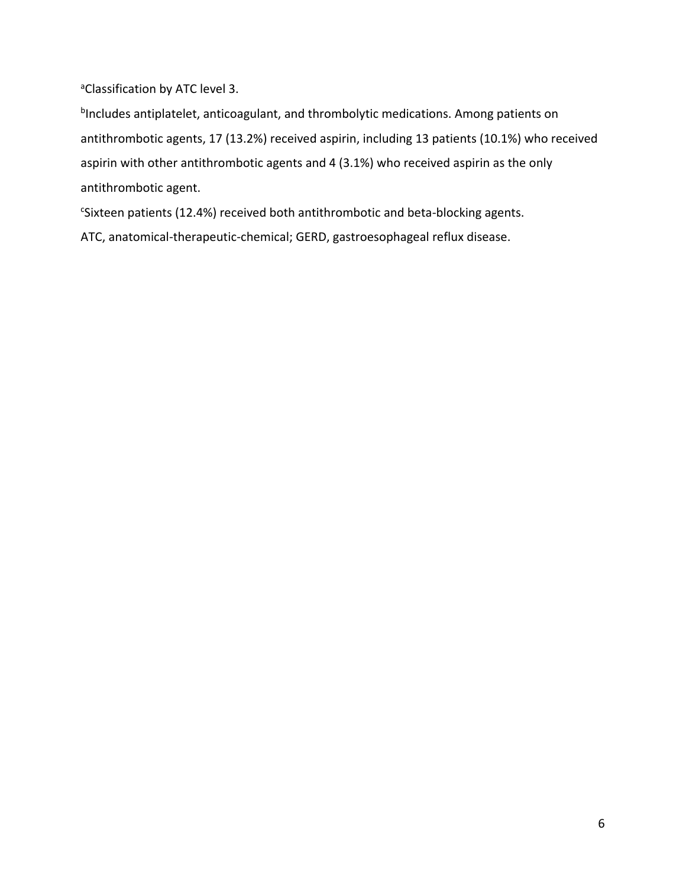[a]Classification by ATC level 3.

[b]Includes antiplatelet, anticoagulant, and thrombolytic medications. Among patients on antithrombotic agents, 17 (13.2%) received aspirin, including 13 patients (10.1%) who received aspirin with other antithrombotic agents and 4 (3.1%) who received aspirin as the only antithrombotic agent.

[c]Sixteen patients (12.4%) received both antithrombotic and beta-blocking agents.

ATC, anatomical-therapeutic-chemical; GERD, gastroesophageal reflux disease.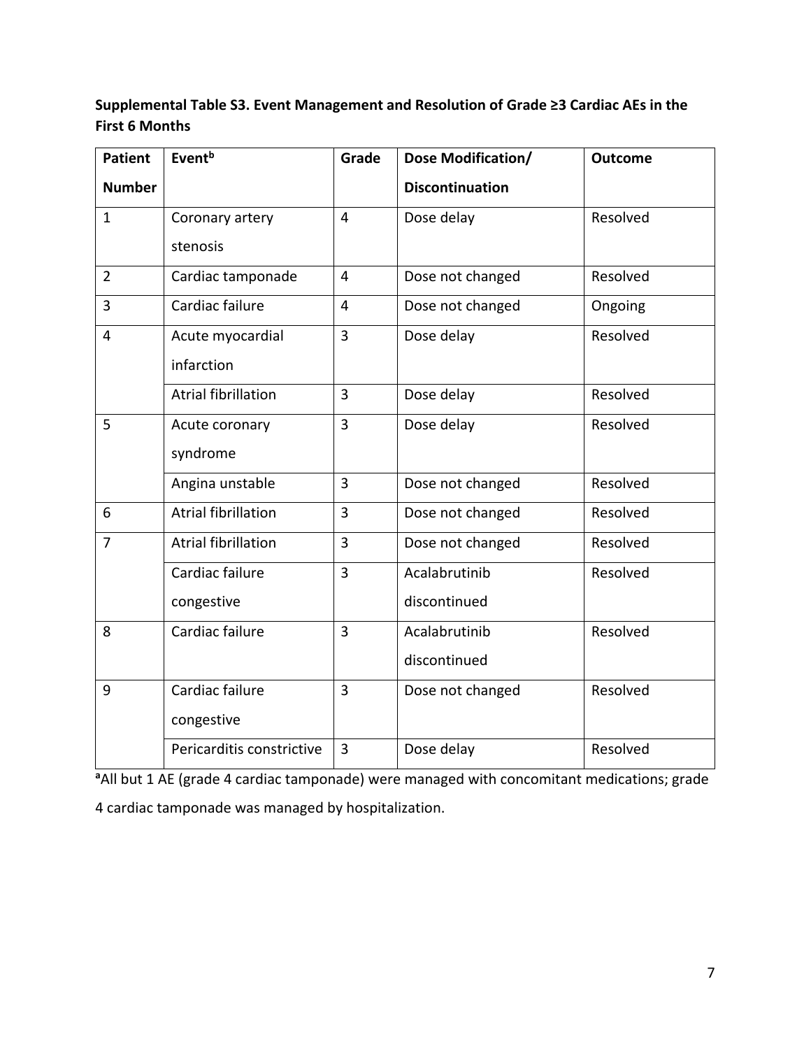**Supplemental Table S3. Event Management and Resolution of Grade ≥3 Cardiac AEs in the First 6 Months**

| Patient Number | Event[b] | Grade | Dose Modification/ Discontinuation | Outcome |
|---|---|---|---|---|
| 1 | Coronary artery stenosis | 4 | Dose delay | Resolved |
| 2 | Cardiac tamponade | 4 | Dose not changed | Resolved |
| 3 | Cardiac failure | 4 | Dose not changed | Ongoing |
| 4 | Acute myocardial infarction | 3 | Dose delay | Resolved |
| | Atrial fibrillation | 3 | Dose delay | Resolved |
| 5 | Acute coronary syndrome | 3 | Dose delay | Resolved |
| | Angina unstable | 3 | Dose not changed | Resolved |
| 6 | Atrial fibrillation | 3 | Dose not changed | Resolved |
| 7 | Atrial fibrillation | 3 | Dose not changed | Resolved |
| | Cardiac failure congestive | 3 | Acalabrutinib discontinued | Resolved |
| 8 | Cardiac failure | 3 | Acalabrutinib discontinued | Resolved |
| 9 | Cardiac failure congestive | 3 | Dose not changed | Resolved |
| | Pericarditis constrictive | 3 | Dose delay | Resolved |

[a]All but 1 AE (grade 4 cardiac tamponade) were managed with concomitant medications; grade 4 cardiac tamponade was managed by hospitalization.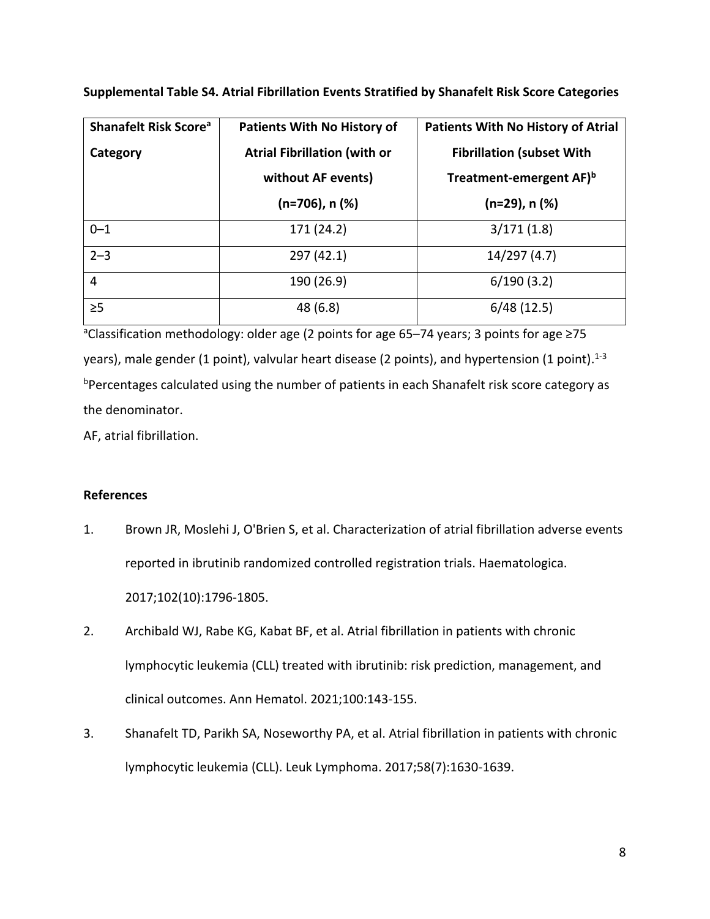**Supplemental Table S4. Atrial Fibrillation Events Stratified by Shanafelt Risk Score Categories**

| Shanafelt Risk Score[a] Category | Patients With No History of Atrial Fibrillation (with or without AF events) (n=706), n (%) | Patients With No History of Atrial Fibrillation (subset With Treatment-emergent AF)[b] (n=29), n (%) |
|---|---|---|
| 0–1 | 171 (24.2) | 3/171 (1.8) |
| 2–3 | 297 (42.1) | 14/297 (4.7) |
| 4 | 190 (26.9) | 6/190 (3.2) |
| ≥5 | 48 (6.8) | 6/48 (12.5) |

[a]Classification methodology: older age (2 points for age 65–74 years; 3 points for age ≥75 years), male gender (1 point), valvular heart disease (2 points), and hypertension (1 point).[1-3]

[b]Percentages calculated using the number of patients in each Shanafelt risk score category as the denominator.

AF, atrial fibrillation.

**References**

1. Brown JR, Moslehi J, O'Brien S, et al. Characterization of atrial fibrillation adverse events reported in ibrutinib randomized controlled registration trials. Haematologica. 2017;102(10):1796-1805.
2. Archibald WJ, Rabe KG, Kabat BF, et al. Atrial fibrillation in patients with chronic lymphocytic leukemia (CLL) treated with ibrutinib: risk prediction, management, and clinical outcomes. Ann Hematol. 2021;100:143-155.
3. Shanafelt TD, Parikh SA, Noseworthy PA, et al. Atrial fibrillation in patients with chronic lymphocytic leukemia (CLL). Leuk Lymphoma. 2017;58(7):1630-1639.